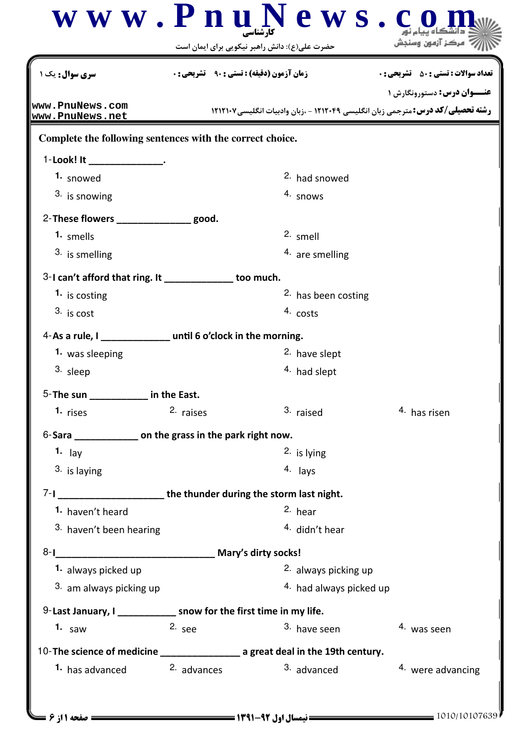کارشناسی

حضرت علی(ع): دانش راهبر نیکویی برای ایمان است

| سری سوال: یک ۱ | زمان آزمون (دقیقه) : تستی : ۹۰ تشریحی : ۰ | تعداد سوالات : تستی : ۵۰ تشریحی : ۰ |
|---|---|---|

**عنـــوان درس:** دستورونگارش ۱

**رشته تحصیلی/کد درس:** مترجمی زبان انگلیسی ۱۲۱۲۰۴۹ - ،زبان وادبیات انگلیسی۱۲۱۲۱۰۷

www.PnuNews.com
www.PnuNews.net

**Complete the following sentences with the correct choice.**

1-**Look! It ______________.**

1. snowed
2. had snowed
3. is snowing
4. snows

2-**These flowers ______________ good.**

1. smells
2. smell
3. is smelling
4. are smelling

3-**I can't afford that ring. It _____________ too much.**

1. is costing
2. has been costing
3. is cost
4. costs

4-**As a rule, I _____________ until 6 o'clock in the morning.**

1. was sleeping
2. have slept
3. sleep
4. had slept

5-**The sun ___________ in the East.**

1. rises
2. raises
3. raised
4. has risen

6-**Sara ____________ on the grass in the park right now.**

1. lay
2. is lying
3. is laying
4. lays

7-**I ____________________ the thunder during the storm last night.**

1. haven't heard
2. hear
3. haven't been hearing
4. didn't hear

8-**I______________________________ Mary's dirty socks!**

1. always picked up
2. always picking up
3. am always picking up
4. had always picked up

9-**Last January, I ___________ snow for the first time in my life.**

1. saw
2. see
3. have seen
4. was seen

10-**The science of medicine _______________ a great deal in the 19th century.**

1. has advanced
2. advances
3. advanced
4. were advancing

نیمسال اول ۹۲-۱۳۹۱

1010/10107639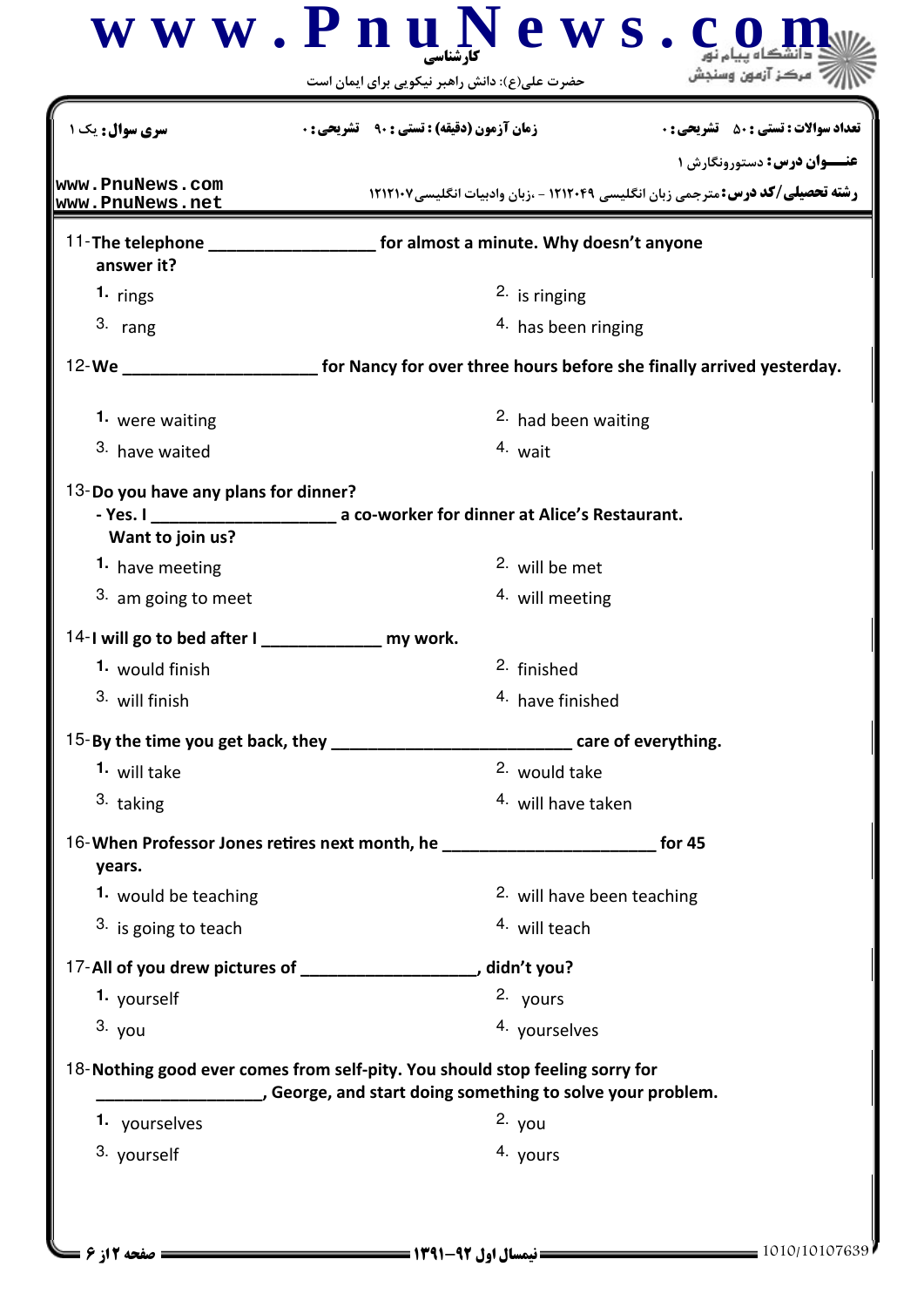| سری سوال: یک ۱ | زمان آزمون (دقیقه) : تستی : ۹۰ تشریحی : ۰ | تعداد سوالات : تستی : ۵۰ تشریحی : ۰ |
|---|---|---|

**عنـــوان درس:** دستورونگارش ۱

**رشته تحصیلی/کد درس:** مترجمی زبان انگلیسی ۱۲۱۲۰۴۹ - ،زبان وادبیات انگلیسی۱۲۱۲۱۰۷

11- **The telephone ________________ for almost a minute. Why doesn't anyone answer it?**

1. rings
2. is ringing
3. rang
4. has been ringing

12- **We ____________________ for Nancy for over three hours before she finally arrived yesterday.**

1. were waiting
2. had been waiting
3. have waited
4. wait

13- **Do you have any plans for dinner?**
**- Yes. I __________________ a co-worker for dinner at Alice's Restaurant. Want to join us?**

1. have meeting
2. will be met
3. am going to meet
4. will meeting

14- **I will go to bed after I ____________ my work.**

1. would finish
2. finished
3. will finish
4. have finished

15- **By the time you get back, they ________________________ care of everything.**

1. will take
2. would take
3. taking
4. will have taken

16- **When Professor Jones retires next month, he ______________________ for 45 years.**

1. would be teaching
2. will have been teaching
3. is going to teach
4. will teach

17- **All of you drew pictures of __________________, didn't you?**

1. yourself
2. yours
3. you
4. yourselves

18- **Nothing good ever comes from self-pity. You should stop feeling sorry for __________________, George, and start doing something to solve your problem.**

1. yourselves
2. you
3. yourself
4. yours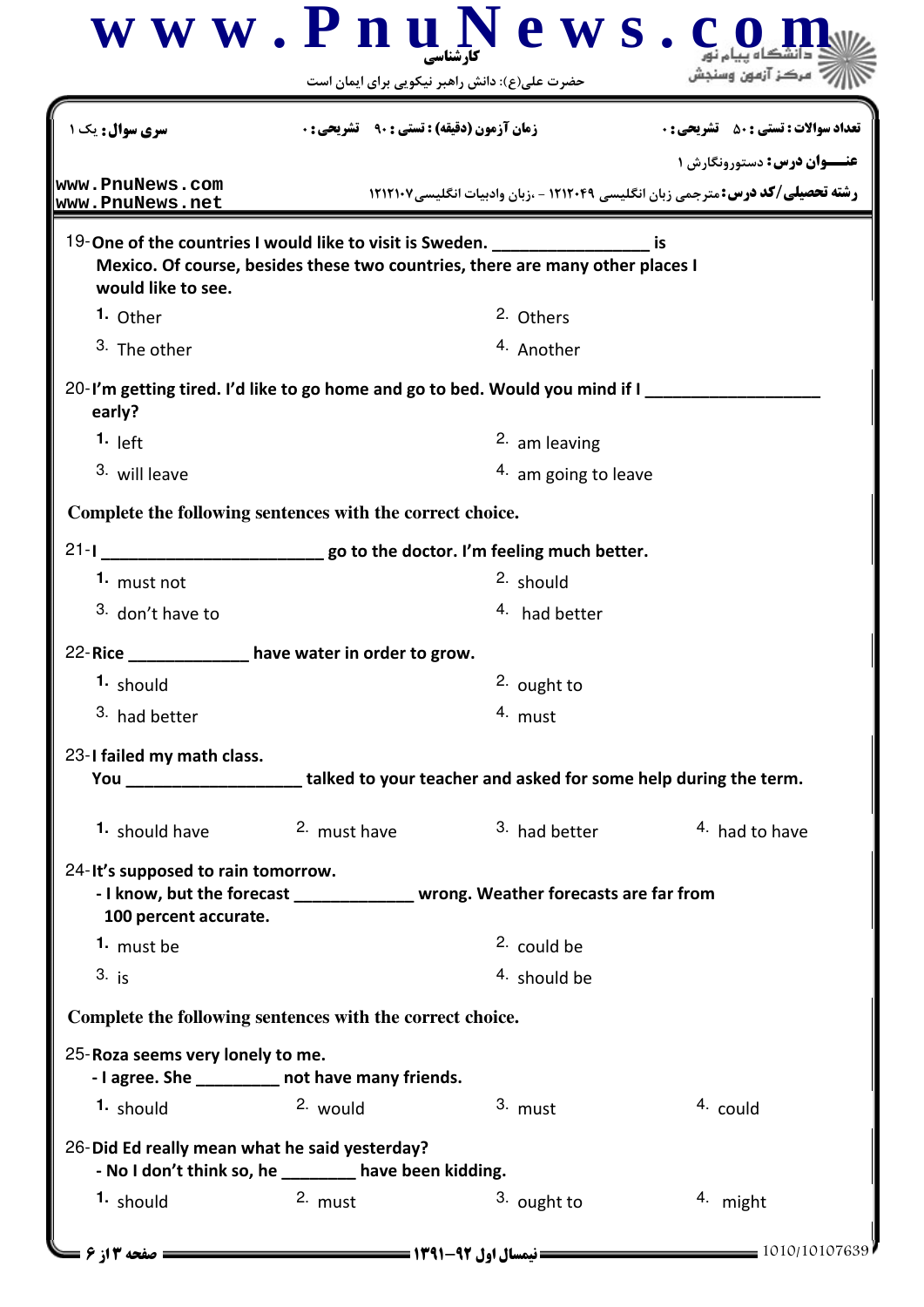19- **One of the countries I would like to visit is Sweden. ________________ is Mexico. Of course, besides these two countries, there are many other places I would like to see.**

1. Other
2. Others
3. The other
4. Another

20- **I'm getting tired. I'd like to go home and go to bed. Would you mind if I __________________ early?**

1. left
2. am leaving
3. will leave
4. am going to leave

**Complete the following sentences with the correct choice.**

21- **I ______________________ go to the doctor. I'm feeling much better.**

1. must not
2. should
3. don't have to
4. had better

22- **Rice ____________ have water in order to grow.**

1. should
2. ought to
3. had better
4. must

23- **I failed my math class.**
**You __________________ talked to your teacher and asked for some help during the term.**

1. should have
2. must have
3. had better
4. had to have

24- **It's supposed to rain tomorrow.**
**- I know, but the forecast ____________ wrong. Weather forecasts are far from 100 percent accurate.**

1. must be
2. could be
3. is
4. should be

**Complete the following sentences with the correct choice.**

25- **Roza seems very lonely to me.**
**- I agree. She _________ not have many friends.**

1. should
2. would
3. must
4. could

26- **Did Ed really mean what he said yesterday?**
**- No I don't think so, he ________ have been kidding.**

1. should
2. must
3. ought to
4. might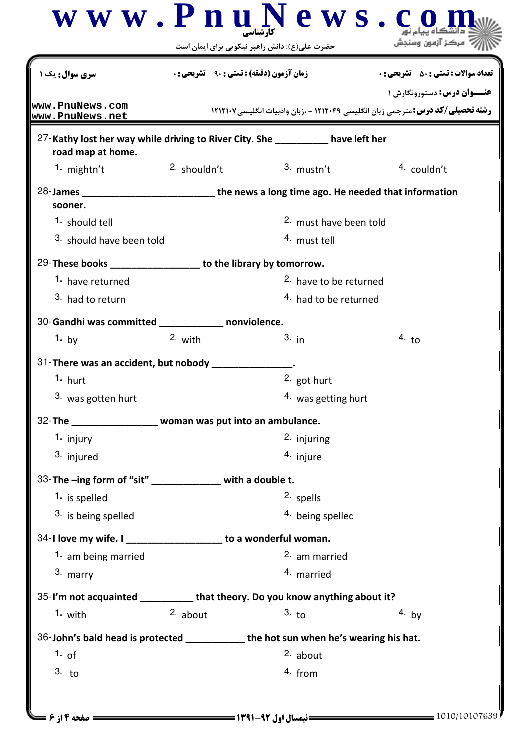27-Kathy lost her way while driving to River City. She __________ have left her road map at home.

1. mightn't
2. shouldn't
3. mustn't
4. couldn't

28-James ________________________ the news a long time ago. He needed that information sooner.

1. should tell
2. must have been told
3. should have been told
4. must tell

29-These books ________________ to the library by tomorrow.

1. have returned
2. have to be returned
3. had to return
4. had to be returned

30-Gandhi was committed ____________ nonviolence.

1. by
2. with
3. in
4. to

31-There was an accident, but nobody _______________.

1. hurt
2. got hurt
3. was gotten hurt
4. was getting hurt

32-The ________________ woman was put into an ambulance.

1. injury
2. injuring
3. injured
4. injure

33-The –ing form of "sit" _____________ with a double t.

1. is spelled
2. spells
3. is being spelled
4. being spelled

34-I love my wife. I __________________ to a wonderful woman.

1. am being married
2. am married
3. marry
4. married

35-I'm not acquainted __________ that theory. Do you know anything about it?

1. with
2. about
3. to
4. by

36-John's bald head is protected ___________ the hot sun when he's wearing his hat.

1. of
2. about
3. to
4. from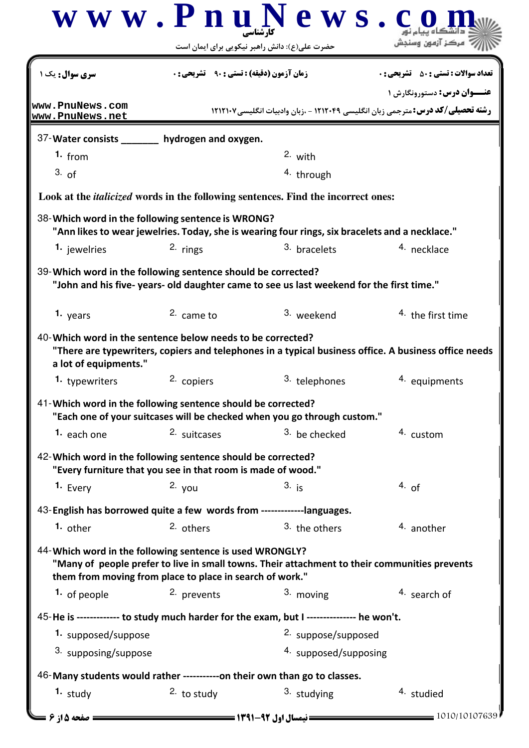37-**Water consists _______ hydrogen and oxygen.**

1. from
2. with
3. of
4. through

**Look at the *italicized* words in the following sentences. Find the incorrect ones:**

38-**Which word in the following sentence is WRONG?**
**"Ann likes to wear jewelries. Today, she is wearing four rings, six bracelets and a necklace."**

1. jewelries
2. rings
3. bracelets
4. necklace

39-**Which word in the following sentence should be corrected?**
**"John and his five- years- old daughter came to see us last weekend for the first time."**

1. years
2. came to
3. weekend
4. the first time

40-**Which word in the sentence below needs to be corrected?**
**"There are typewriters, copiers and telephones in a typical business office. A business office needs a lot of equipments."**

1. typewriters
2. copiers
3. telephones
4. equipments

41-**Which word in the following sentence should be corrected?**
**"Each one of your suitcases will be checked when you go through custom."**

1. each one
2. suitcases
3. be checked
4. custom

42-**Which word in the following sentence should be corrected?**
**"Every furniture that you see in that room is made of wood."**

1. Every
2. you
3. is
4. of

43-**English has borrowed quite a few words from -------------languages.**

1. other
2. others
3. the others
4. another

44-**Which word in the following sentence is used WRONGLY?**
**"Many of people prefer to live in small towns. Their attachment to their communities prevents them from moving from place to place in search of work."**

1. of people
2. prevents
3. moving
4. search of

45-**He is ------------- to study much harder for the exam, but I -------------- he won't.**

1. supposed/suppose
2. suppose/supposed
3. supposing/suppose
4. supposed/supposing

46-**Many students would rather -----------on their own than go to classes.**

1. study
2. to study
3. studying
4. studied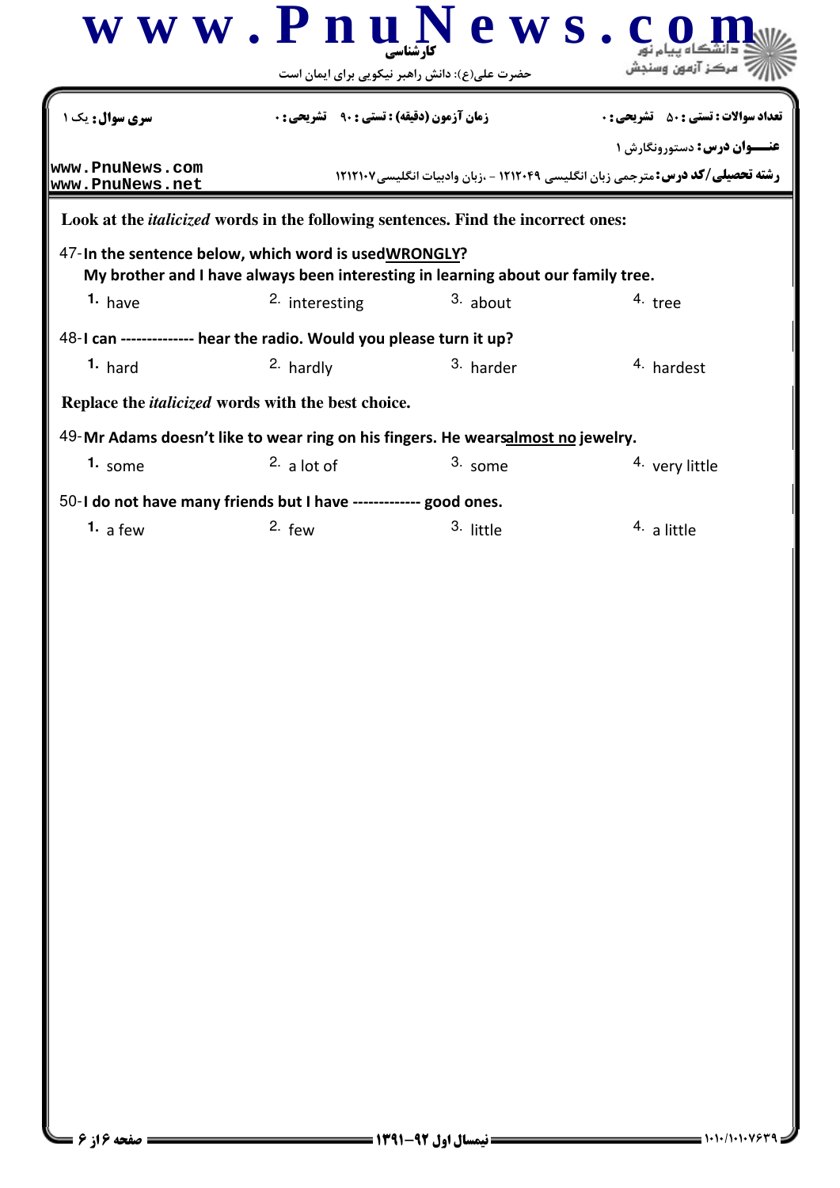Look at the *italicized* words in the following sentences. Find the incorrect ones:

47-**In the sentence below, which word is used**<u>**WRONGLY**</u>**?**
**My brother and I have always been interesting in learning about our family tree.**

1. have
2. interesting
3. about
4. tree

48-**I can -------------- hear the radio. Would you please turn it up?**

1. hard
2. hardly
3. harder
4. hardest

Replace the *italicized* words with the best choice.

49-**Mr Adams doesn't like to wear ring on his fingers. He wears**<u>**almost no**</u> **jewelry.**

1. some
2. a lot of
3. some
4. very little

50-**I do not have many friends but I have ------------- good ones.**

1. a few
2. few
3. little
4. a little